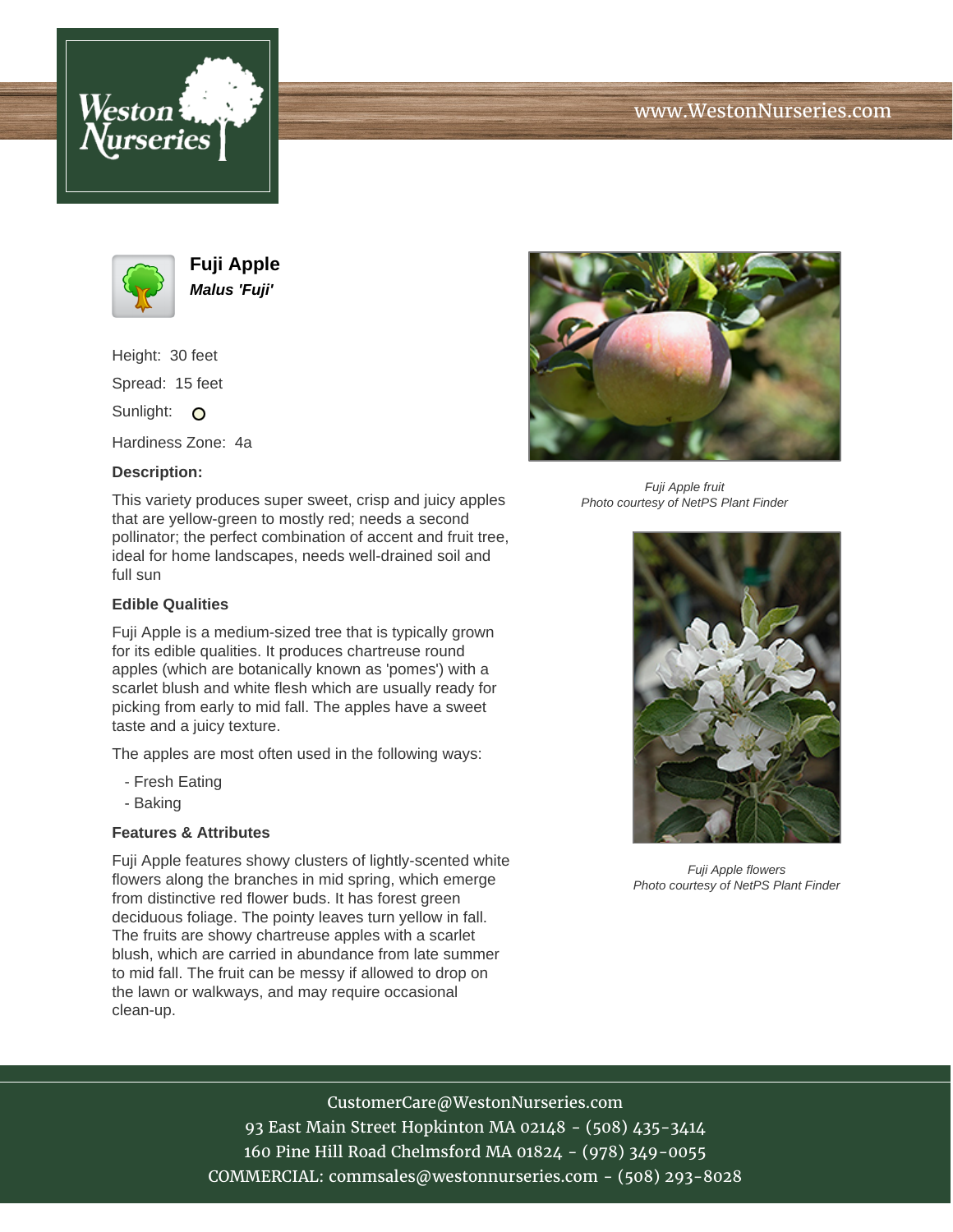# Fuji Apple

***Malus 'Fuji'***

Height: 30 feet

Spread: 15 feet

Sunlight: ○

Hardiness Zone: 4a

**Description:**

This variety produces super sweet, crisp and juicy apples that are yellow-green to mostly red; needs a second pollinator; the perfect combination of accent and fruit tree, ideal for home landscapes, needs well-drained soil and full sun

### Edible Qualities

Fuji Apple is a medium-sized tree that is typically grown for its edible qualities. It produces chartreuse round apples (which are botanically known as 'pomes') with a scarlet blush and white flesh which are usually ready for picking from early to mid fall. The apples have a sweet taste and a juicy texture.

The apples are most often used in the following ways:

- Fresh Eating
- Baking

### Features & Attributes

Fuji Apple features showy clusters of lightly-scented white flowers along the branches in mid spring, which emerge from distinctive red flower buds. It has forest green deciduous foliage. The pointy leaves turn yellow in fall. The fruits are showy chartreuse apples with a scarlet blush, which are carried in abundance from late summer to mid fall. The fruit can be messy if allowed to drop on the lawn or walkways, and may require occasional clean-up.

*Fuji Apple fruit*
*Photo courtesy of NetPS Plant Finder*

*Fuji Apple flowers*
*Photo courtesy of NetPS Plant Finder*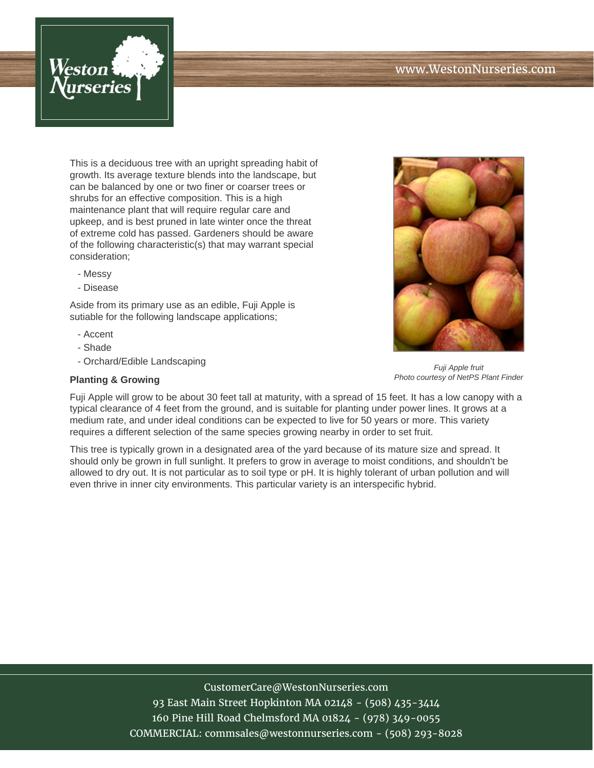This is a deciduous tree with an upright spreading habit of growth. Its average texture blends into the landscape, but can be balanced by one or two finer or coarser trees or shrubs for an effective composition. This is a high maintenance plant that will require regular care and upkeep, and is best pruned in late winter once the threat of extreme cold has passed. Gardeners should be aware of the following characteristic(s) that may warrant special consideration;

- Messy
- Disease

Aside from its primary use as an edible, Fuji Apple is sutiable for the following landscape applications;

- Accent
- Shade
- Orchard/Edible Landscaping

*Fuji Apple fruit*
*Photo courtesy of NetPS Plant Finder*

**Planting & Growing**

Fuji Apple will grow to be about 30 feet tall at maturity, with a spread of 15 feet. It has a low canopy with a typical clearance of 4 feet from the ground, and is suitable for planting under power lines. It grows at a medium rate, and under ideal conditions can be expected to live for 50 years or more. This variety requires a different selection of the same species growing nearby in order to set fruit.

This tree is typically grown in a designated area of the yard because of its mature size and spread. It should only be grown in full sunlight. It prefers to grow in average to moist conditions, and shouldn't be allowed to dry out. It is not particular as to soil type or pH. It is highly tolerant of urban pollution and will even thrive in inner city environments. This particular variety is an interspecific hybrid.